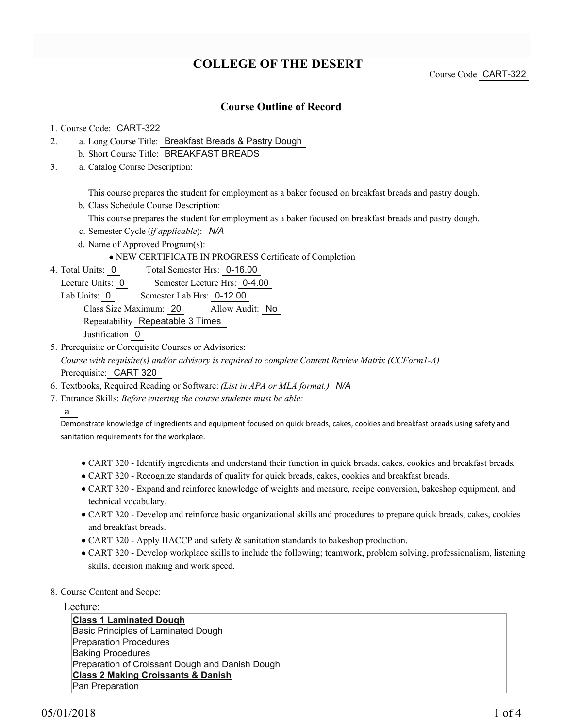# COLLEGE OF THE DESERT

Course Code CART-322

## Course Outline of Record

1. Course Code: CART-322
2. a. Long Course Title: Breakfast Breads & Pastry Dough
   b. Short Course Title: BREAKFAST BREADS
3. a. Catalog Course Description:

   This course prepares the student for employment as a baker focused on breakfast breads and pastry dough.

   b. Class Schedule Course Description:

   This course prepares the student for employment as a baker focused on breakfast breads and pastry dough.

   c. Semester Cycle (*if applicable*): *N/A*

   d. Name of Approved Program(s):

   - NEW CERTIFICATE IN PROGRESS Certificate of Completion

4. Total Units: 0  Total Semester Hrs: 0-16.00
   Lecture Units: 0  Semester Lecture Hrs: 0-4.00
   Lab Units: 0  Semester Lab Hrs: 0-12.00
   Class Size Maximum: 20  Allow Audit: No
   Repeatability Repeatable 3 Times
   Justification 0
5. Prerequisite or Corequisite Courses or Advisories:
   *Course with requisite(s) and/or advisory is required to complete Content Review Matrix (CCForm1-A)*
   Prerequisite: CART 320
6. Textbooks, Required Reading or Software: *(List in APA or MLA format.)* *N/A*
7. Entrance Skills: *Before entering the course students must be able:*

   a.

   Demonstrate knowledge of ingredients and equipment focused on quick breads, cakes, cookies and breakfast breads using safety and sanitation requirements for the workplace.

   - CART 320 - Identify ingredients and understand their function in quick breads, cakes, cookies and breakfast breads.
   - CART 320 - Recognize standards of quality for quick breads, cakes, cookies and breakfast breads.
   - CART 320 - Expand and reinforce knowledge of weights and measure, recipe conversion, bakeshop equipment, and technical vocabulary.
   - CART 320 - Develop and reinforce basic organizational skills and procedures to prepare quick breads, cakes, cookies and breakfast breads.
   - CART 320 - Apply HACCP and safety & sanitation standards to bakeshop production.
   - CART 320 - Develop workplace skills to include the following; teamwork, problem solving, professionalism, listening skills, decision making and work speed.

8. Course Content and Scope:

Lecture:

**Class 1 Laminated Dough**
Basic Principles of Laminated Dough
Preparation Procedures
Baking Procedures
Preparation of Croissant Dough and Danish Dough
**Class 2 Making Croissants & Danish**
Pan Preparation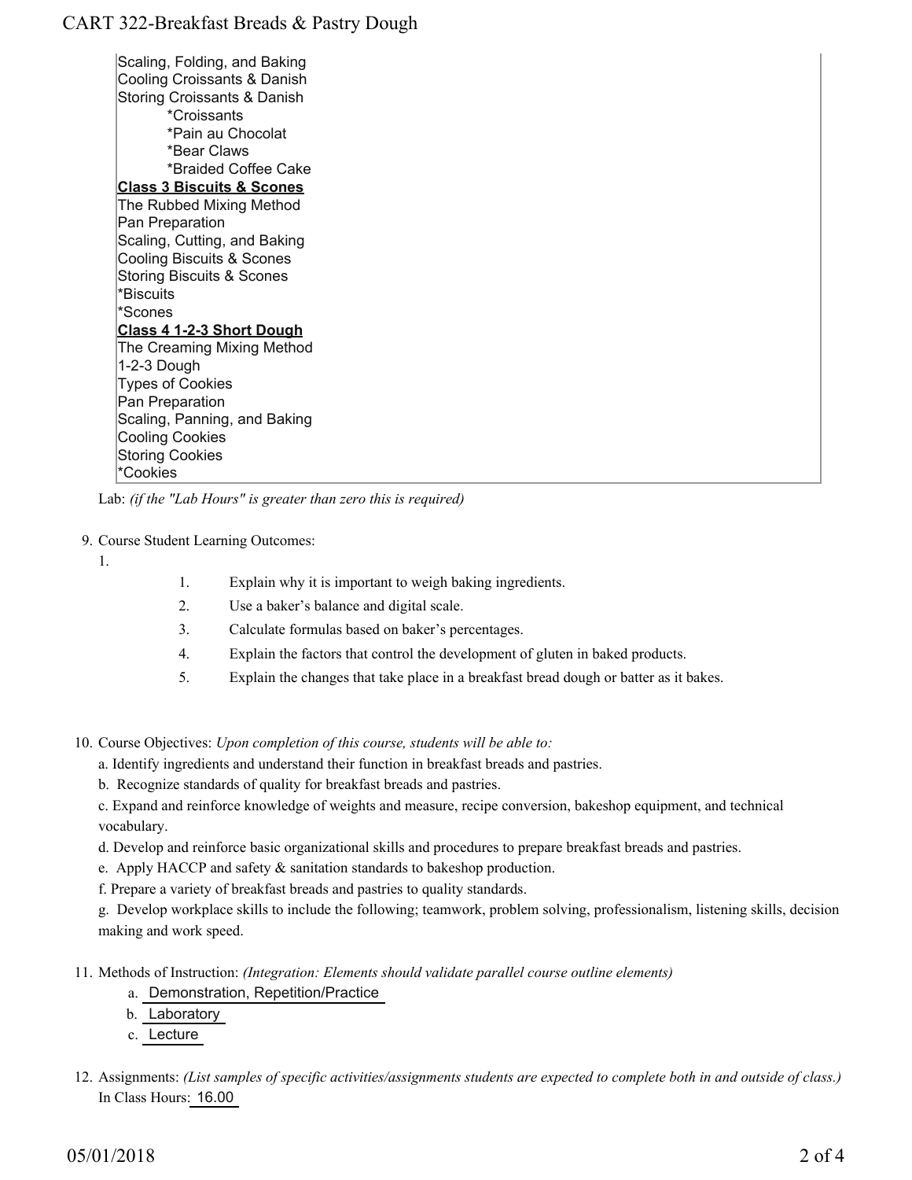Scaling, Folding, and Baking
Cooling Croissants & Danish
Storing Croissants & Danish

- *Croissants
- *Pain au Chocolat
- *Bear Claws
- *Braided Coffee Cake

**Class 3 Biscuits & Scones**

The Rubbed Mixing Method
Pan Preparation
Scaling, Cutting, and Baking
Cooling Biscuits & Scones
Storing Biscuits & Scones
*Biscuits
*Scones

**Class 4 1-2-3 Short Dough**

The Creaming Mixing Method
1-2-3 Dough
Types of Cookies
Pan Preparation
Scaling, Panning, and Baking
Cooling Cookies
Storing Cookies
*Cookies

Lab: *(if the "Lab Hours" is greater than zero this is required)*

9. Course Student Learning Outcomes:

1.

    1. Explain why it is important to weigh baking ingredients.
    2. Use a baker's balance and digital scale.
    3. Calculate formulas based on baker's percentages.
    4. Explain the factors that control the development of gluten in baked products.
    5. Explain the changes that take place in a breakfast bread dough or batter as it bakes.

10. Course Objectives: *Upon completion of this course, students will be able to:*

    a. Identify ingredients and understand their function in breakfast breads and pastries.
    b. Recognize standards of quality for breakfast breads and pastries.
    c. Expand and reinforce knowledge of weights and measure, recipe conversion, bakeshop equipment, and technical vocabulary.
    d. Develop and reinforce basic organizational skills and procedures to prepare breakfast breads and pastries.
    e. Apply HACCP and safety & sanitation standards to bakeshop production.
    f. Prepare a variety of breakfast breads and pastries to quality standards.
    g. Develop workplace skills to include the following; teamwork, problem solving, professionalism, listening skills, decision making and work speed.

11. Methods of Instruction: *(Integration: Elements should validate parallel course outline elements)*

    a. Demonstration, Repetition/Practice
    b. Laboratory
    c. Lecture

12. Assignments: *(List samples of specific activities/assignments students are expected to complete both in and outside of class.)*

    In Class Hours: 16.00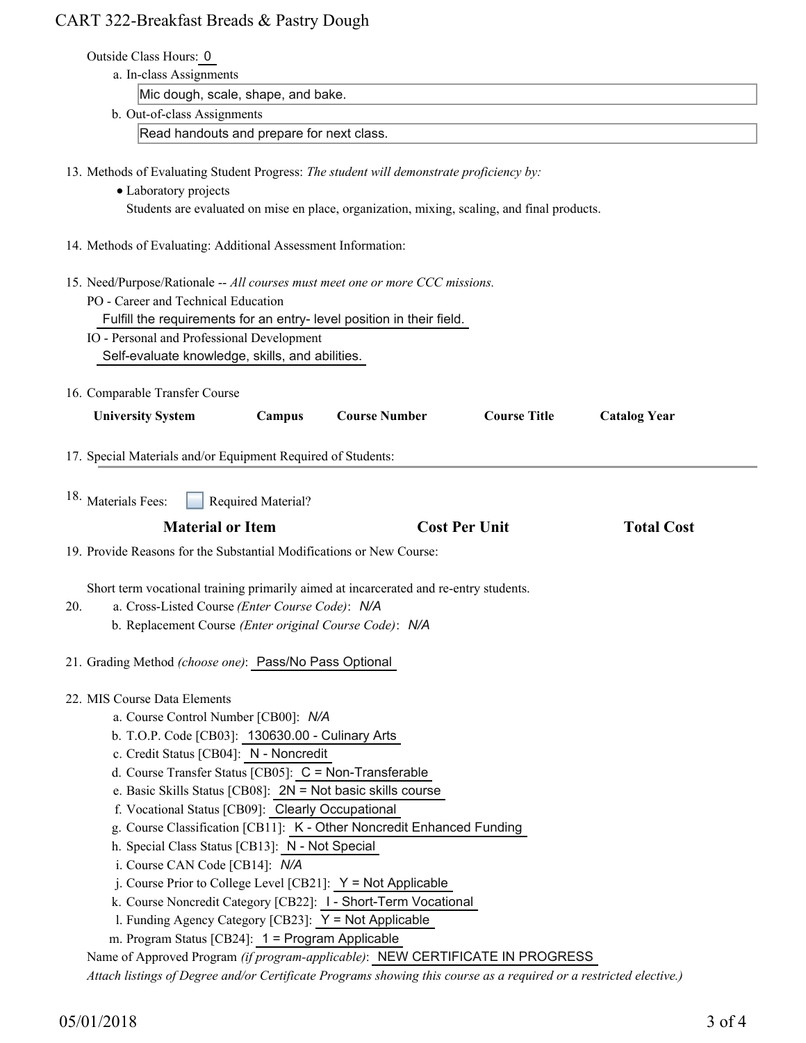Outside Class Hours: 0

a. In-class Assignments

Mic dough, scale, shape, and bake.

b. Out-of-class Assignments

Read handouts and prepare for next class.

13. Methods of Evaluating Student Progress: *The student will demonstrate proficiency by:*
    - Laboratory projects
    
    Students are evaluated on mise en place, organization, mixing, scaling, and final products.

14. Methods of Evaluating: Additional Assessment Information:

15. Need/Purpose/Rationale -- *All courses must meet one or more CCC missions.*

    PO - Career and Technical Education
    
    Fulfill the requirements for an entry- level position in their field.
    
    IO - Personal and Professional Development
    
    Self-evaluate knowledge, skills, and abilities.

16. Comparable Transfer Course

| University System | Campus | Course Number | Course Title | Catalog Year |
| --- | --- | --- | --- | --- |

17. Special Materials and/or Equipment Required of Students:

18. Materials Fees: ☐ Required Material?

| Material or Item | Cost Per Unit | Total Cost |
| --- | --- | --- |

19. Provide Reasons for the Substantial Modifications or New Course:

    Short term vocational training primarily aimed at incarcerated and re-entry students.

20. a. Cross-Listed Course *(Enter Course Code)*: *N/A*

    b. Replacement Course *(Enter original Course Code)*: *N/A*

21. Grading Method *(choose one)*: Pass/No Pass Optional

22. MIS Course Data Elements
    
    a. Course Control Number [CB00]: *N/A*
    
    b. T.O.P. Code [CB03]: 130630.00 - Culinary Arts
    
    c. Credit Status [CB04]: N - Noncredit
    
    d. Course Transfer Status [CB05]: C = Non-Transferable
    
    e. Basic Skills Status [CB08]: 2N = Not basic skills course
    
    f. Vocational Status [CB09]: Clearly Occupational
    
    g. Course Classification [CB11]: K - Other Noncredit Enhanced Funding
    
    h. Special Class Status [CB13]: N - Not Special
    
    i. Course CAN Code [CB14]: *N/A*
    
    j. Course Prior to College Level [CB21]: Y = Not Applicable
    
    k. Course Noncredit Category [CB22]: I - Short-Term Vocational
    
    l. Funding Agency Category [CB23]: Y = Not Applicable
    
    m. Program Status [CB24]: 1 = Program Applicable
    
    Name of Approved Program *(if program-applicable)*: NEW CERTIFICATE IN PROGRESS
    
    *Attach listings of Degree and/or Certificate Programs showing this course as a required or a restricted elective.)*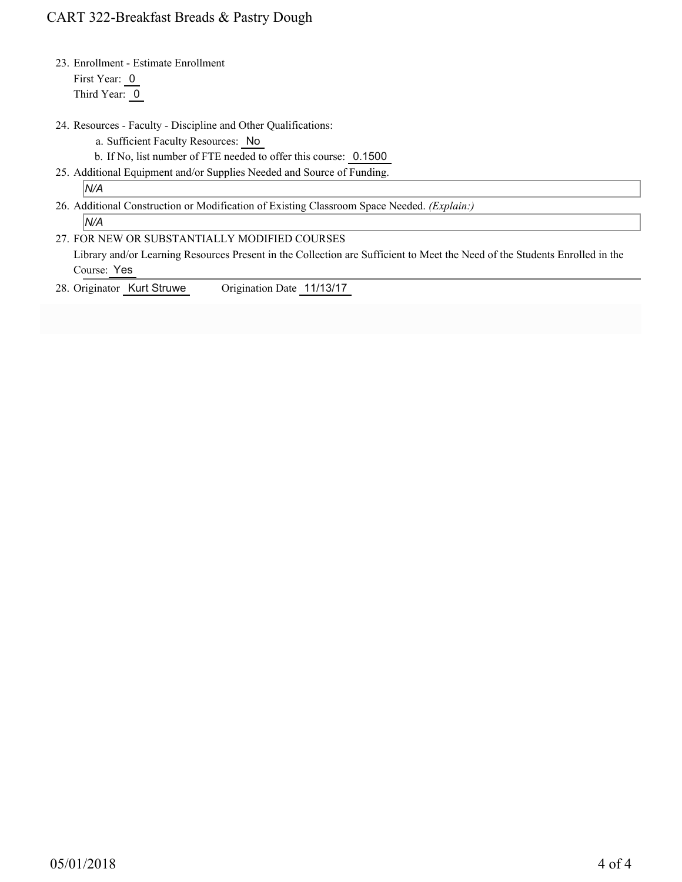23. Enrollment - Estimate Enrollment
    First Year: 0
    Third Year: 0

24. Resources - Faculty - Discipline and Other Qualifications:
    a. Sufficient Faculty Resources: No
    b. If No, list number of FTE needed to offer this course: 0.1500

25. Additional Equipment and/or Supplies Needed and Source of Funding.

    *N/A*

26. Additional Construction or Modification of Existing Classroom Space Needed. *(Explain:)*

    *N/A*

27. FOR NEW OR SUBSTANTIALLY MODIFIED COURSES
    Library and/or Learning Resources Present in the Collection are Sufficient to Meet the Need of the Students Enrolled in the Course: Yes

28. Originator Kurt Struwe Origination Date 11/13/17